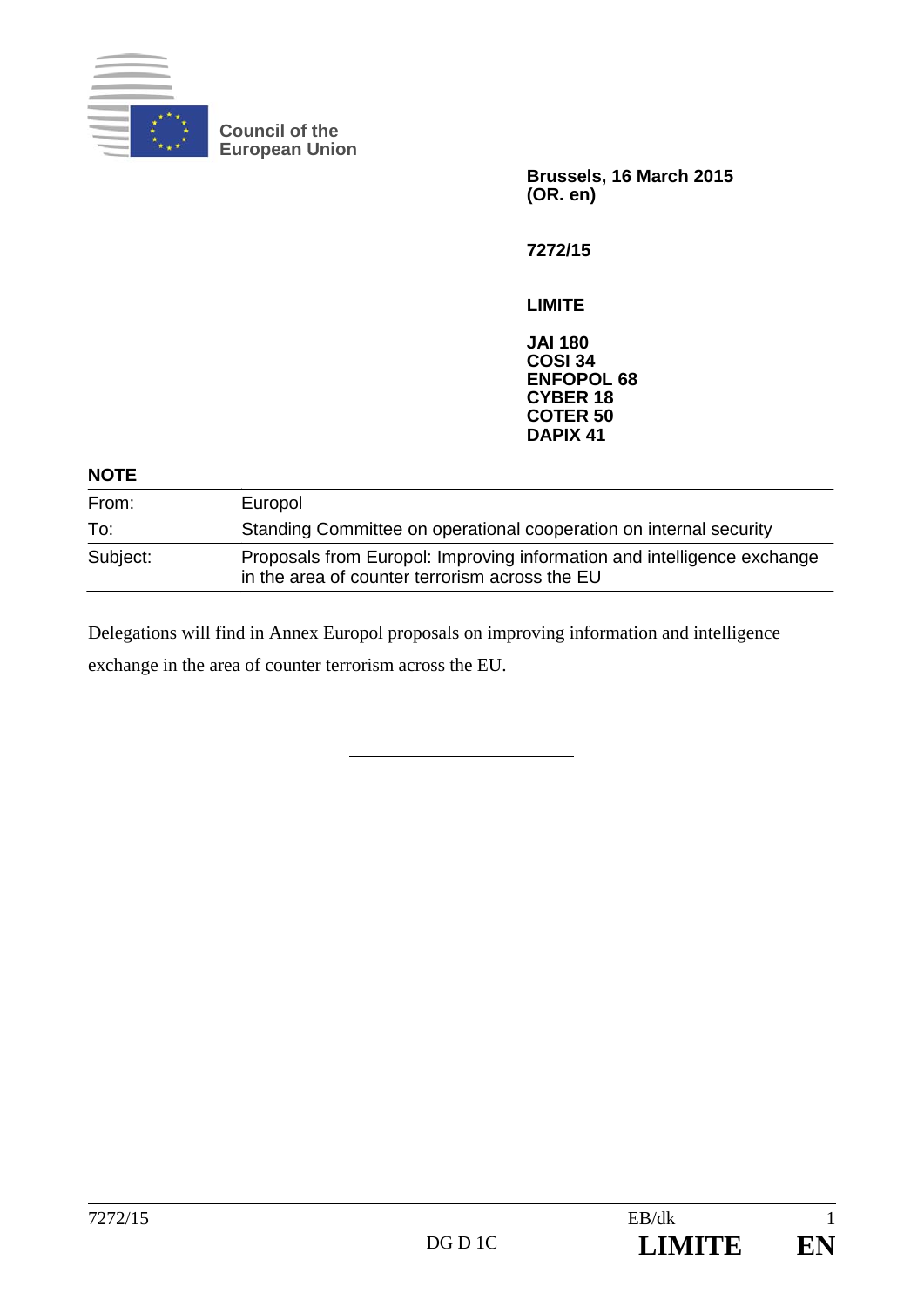**Council of the European Union**

**Brussels, 16 March 2015**
**(OR. en)**

**7272/15**

**LIMITE**

**JAI 180**
**COSI 34**
**ENFOPOL 68**
**CYBER 18**
**COTER 50**
**DAPIX 41**

**NOTE**

| | |
|---|---|
| From: | Europol |
| To: | Standing Committee on operational cooperation on internal security |
| Subject: | Proposals from Europol: Improving information and intelligence exchange in the area of counter terrorism across the EU |

Delegations will find in Annex Europol proposals on improving information and intelligence exchange in the area of counter terrorism across the EU.

---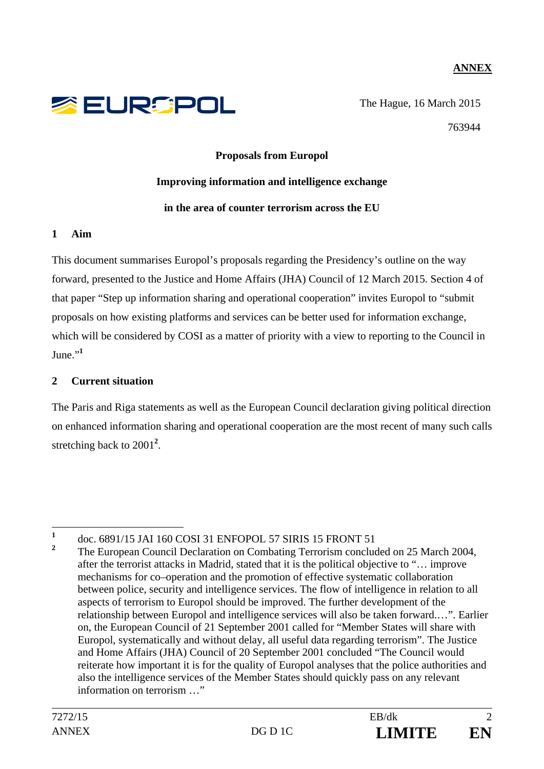**ANNEX**

EUROPOL

The Hague, 16 March 2015

763944

**Proposals from Europol**

**Improving information and intelligence exchange**

**in the area of counter terrorism across the EU**

## 1 Aim

This document summarises Europol's proposals regarding the Presidency's outline on the way forward, presented to the Justice and Home Affairs (JHA) Council of 12 March 2015. Section 4 of that paper "Step up information sharing and operational cooperation" invites Europol to "submit proposals on how existing platforms and services can be better used for information exchange, which will be considered by COSI as a matter of priority with a view to reporting to the Council in June."[1]

## 2 Current situation

The Paris and Riga statements as well as the European Council declaration giving political direction on enhanced information sharing and operational cooperation are the most recent of many such calls stretching back to 2001[2].

---

[1] doc. 6891/15 JAI 160 COSI 31 ENFOPOL 57 SIRIS 15 FRONT 51

[2] The European Council Declaration on Combating Terrorism concluded on 25 March 2004, after the terrorist attacks in Madrid, stated that it is the political objective to "… improve mechanisms for co–operation and the promotion of effective systematic collaboration between police, security and intelligence services. The flow of intelligence in relation to all aspects of terrorism to Europol should be improved. The further development of the relationship between Europol and intelligence services will also be taken forward.…". Earlier on, the European Council of 21 September 2001 called for "Member States will share with Europol, systematically and without delay, all useful data regarding terrorism". The Justice and Home Affairs (JHA) Council of 20 September 2001 concluded "The Council would reiterate how important it is for the quality of Europol analyses that the police authorities and also the intelligence services of the Member States should quickly pass on any relevant information on terrorism …"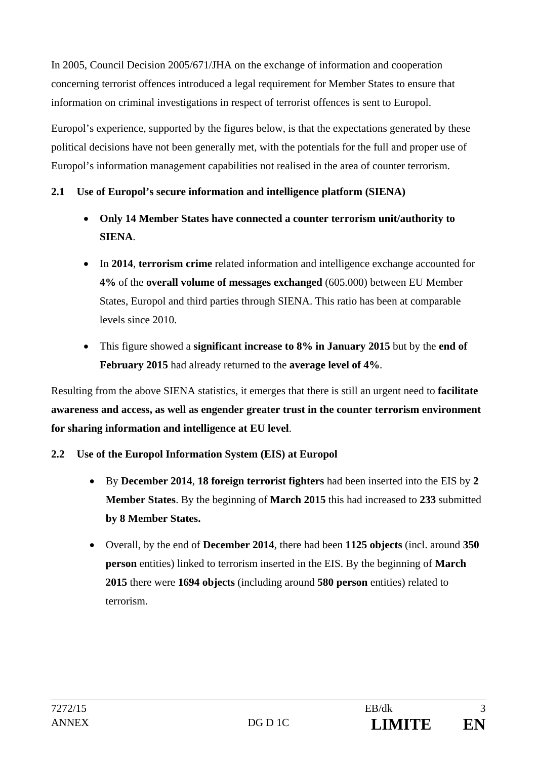In 2005, Council Decision 2005/671/JHA on the exchange of information and cooperation concerning terrorist offences introduced a legal requirement for Member States to ensure that information on criminal investigations in respect of terrorist offences is sent to Europol.

Europol's experience, supported by the figures below, is that the expectations generated by these political decisions have not been generally met, with the potentials for the full and proper use of Europol's information management capabilities not realised in the area of counter terrorism.

### 2.1 Use of Europol's secure information and intelligence platform (SIENA)

- **Only 14 Member States have connected a counter terrorism unit/authority to SIENA**.
- In **2014**, **terrorism crime** related information and intelligence exchange accounted for **4%** of the **overall volume of messages exchanged** (605.000) between EU Member States, Europol and third parties through SIENA. This ratio has been at comparable levels since 2010.
- This figure showed a **significant increase to 8% in January 2015** but by the **end of February 2015** had already returned to the **average level of 4%**.

Resulting from the above SIENA statistics, it emerges that there is still an urgent need to **facilitate awareness and access, as well as engender greater trust in the counter terrorism environment for sharing information and intelligence at EU level**.

### 2.2 Use of the Europol Information System (EIS) at Europol

- By **December 2014**, **18 foreign terrorist fighters** had been inserted into the EIS by **2 Member States**. By the beginning of **March 2015** this had increased to **233** submitted **by 8 Member States.**
- Overall, by the end of **December 2014**, there had been **1125 objects** (incl. around **350 person** entities) linked to terrorism inserted in the EIS. By the beginning of **March 2015** there were **1694 objects** (including around **580 person** entities) related to terrorism.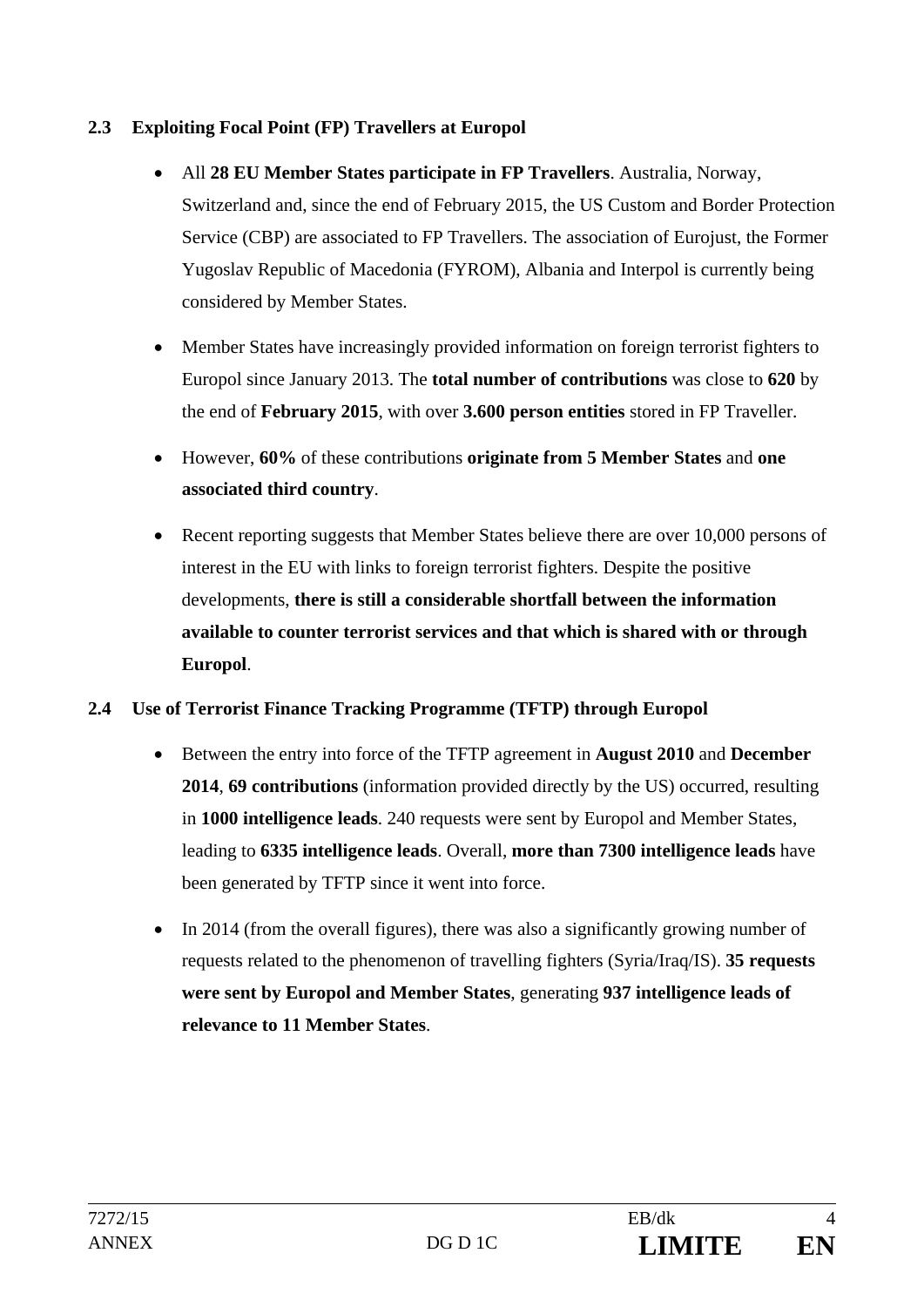## 2.3 Exploiting Focal Point (FP) Travellers at Europol

- All **28 EU Member States participate in FP Travellers**. Australia, Norway, Switzerland and, since the end of February 2015, the US Custom and Border Protection Service (CBP) are associated to FP Travellers. The association of Eurojust, the Former Yugoslav Republic of Macedonia (FYROM), Albania and Interpol is currently being considered by Member States.
- Member States have increasingly provided information on foreign terrorist fighters to Europol since January 2013. The **total number of contributions** was close to **620** by the end of **February 2015**, with over **3.600 person entities** stored in FP Traveller.
- However, **60%** of these contributions **originate from 5 Member States** and **one associated third country**.
- Recent reporting suggests that Member States believe there are over 10,000 persons of interest in the EU with links to foreign terrorist fighters. Despite the positive developments, **there is still a considerable shortfall between the information available to counter terrorist services and that which is shared with or through Europol**.

## 2.4 Use of Terrorist Finance Tracking Programme (TFTP) through Europol

- Between the entry into force of the TFTP agreement in **August 2010** and **December 2014**, **69 contributions** (information provided directly by the US) occurred, resulting in **1000 intelligence leads**. 240 requests were sent by Europol and Member States, leading to **6335 intelligence leads**. Overall, **more than 7300 intelligence leads** have been generated by TFTP since it went into force.
- In 2014 (from the overall figures), there was also a significantly growing number of requests related to the phenomenon of travelling fighters (Syria/Iraq/IS). **35 requests were sent by Europol and Member States**, generating **937 intelligence leads of relevance to 11 Member States**.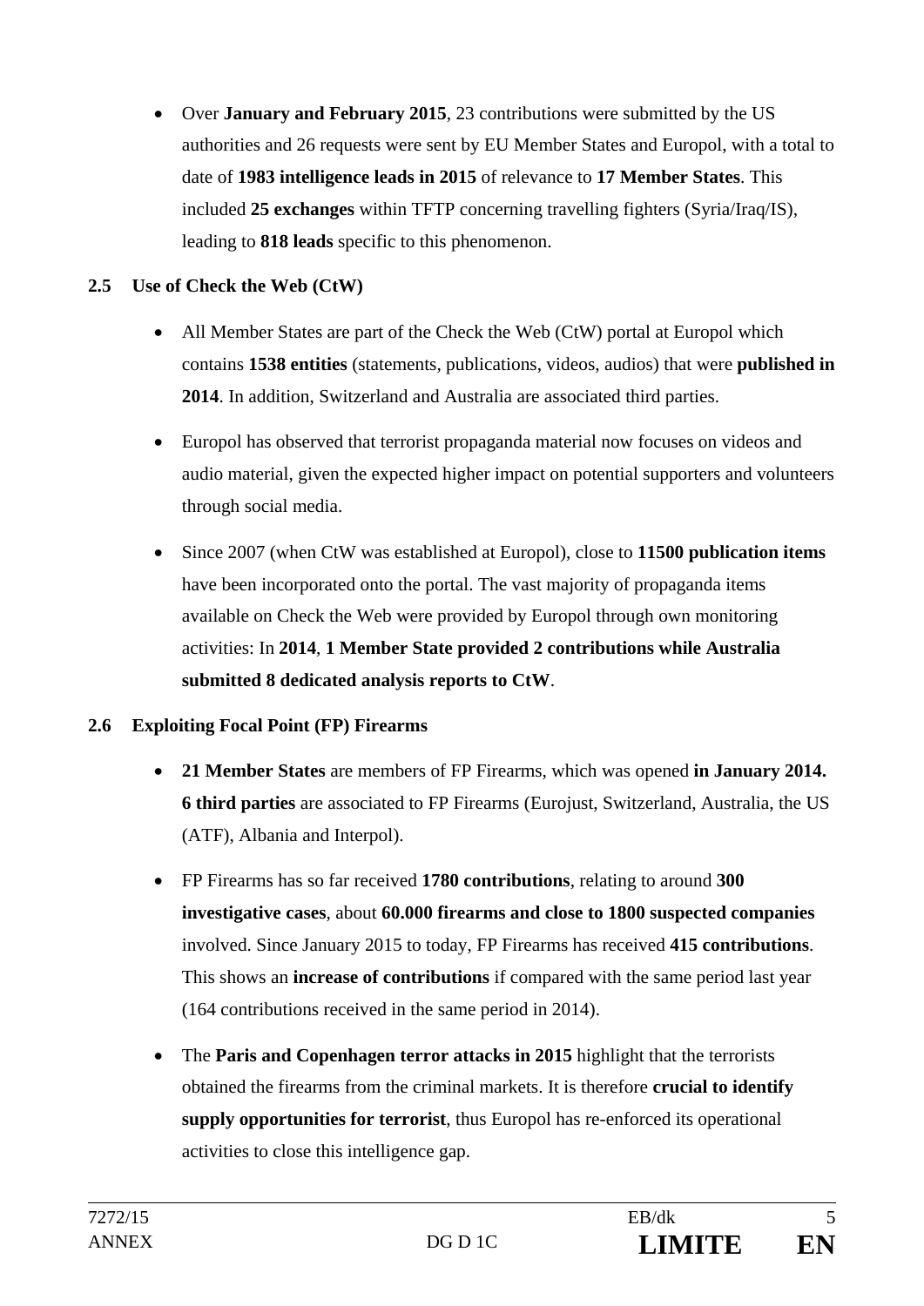- Over **January and February 2015**, 23 contributions were submitted by the US authorities and 26 requests were sent by EU Member States and Europol, with a total to date of **1983 intelligence leads in 2015** of relevance to **17 Member States**. This included **25 exchanges** within TFTP concerning travelling fighters (Syria/Iraq/IS), leading to **818 leads** specific to this phenomenon.

### 2.5 Use of Check the Web (CtW)

- All Member States are part of the Check the Web (CtW) portal at Europol which contains **1538 entities** (statements, publications, videos, audios) that were **published in 2014**. In addition, Switzerland and Australia are associated third parties.

- Europol has observed that terrorist propaganda material now focuses on videos and audio material, given the expected higher impact on potential supporters and volunteers through social media.

- Since 2007 (when CtW was established at Europol), close to **11500 publication items** have been incorporated onto the portal. The vast majority of propaganda items available on Check the Web were provided by Europol through own monitoring activities: In **2014**, **1 Member State provided 2 contributions while Australia submitted 8 dedicated analysis reports to CtW**.

### 2.6 Exploiting Focal Point (FP) Firearms

- **21 Member States** are members of FP Firearms, which was opened **in January 2014. 6 third parties** are associated to FP Firearms (Eurojust, Switzerland, Australia, the US (ATF), Albania and Interpol).

- FP Firearms has so far received **1780 contributions**, relating to around **300 investigative cases**, about **60.000 firearms and close to 1800 suspected companies** involved. Since January 2015 to today, FP Firearms has received **415 contributions**. This shows an **increase of contributions** if compared with the same period last year (164 contributions received in the same period in 2014).

- The **Paris and Copenhagen terror attacks in 2015** highlight that the terrorists obtained the firearms from the criminal markets. It is therefore **crucial to identify supply opportunities for terrorist**, thus Europol has re-enforced its operational activities to close this intelligence gap.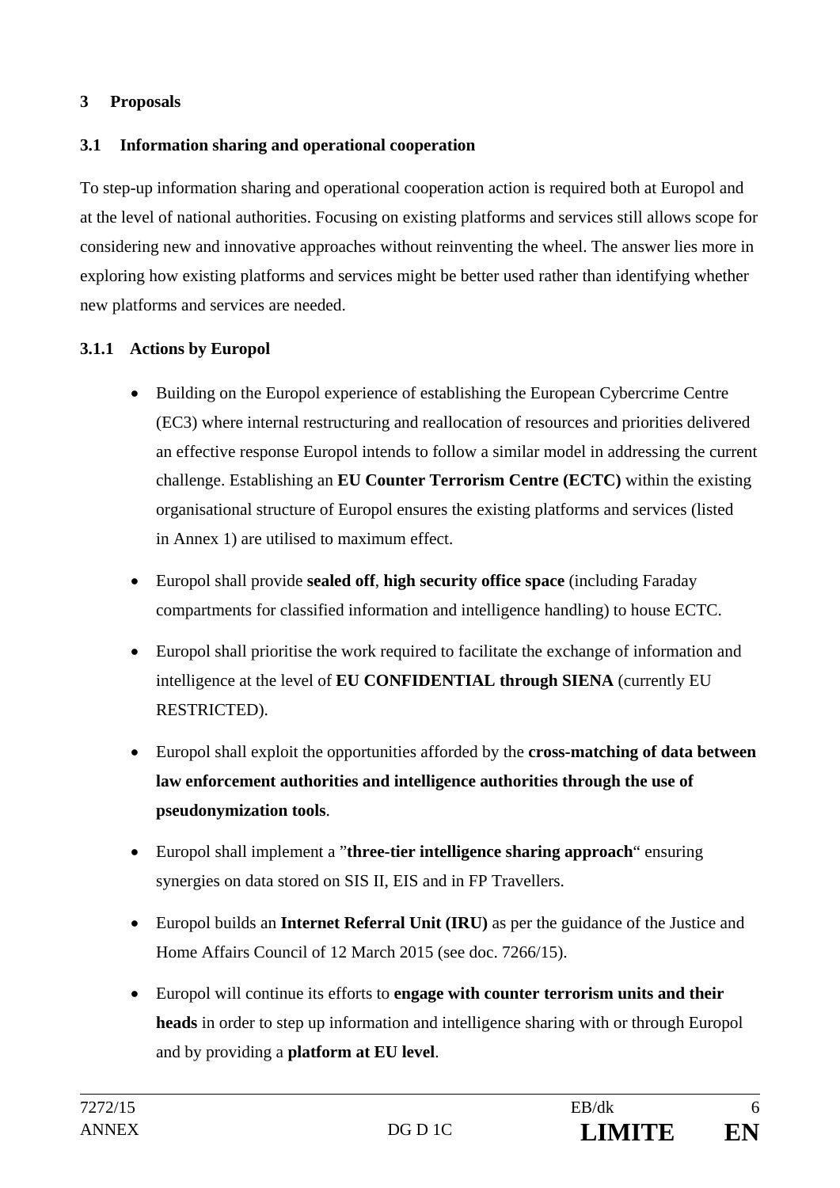## 3 Proposals

### 3.1 Information sharing and operational cooperation

To step-up information sharing and operational cooperation action is required both at Europol and at the level of national authorities. Focusing on existing platforms and services still allows scope for considering new and innovative approaches without reinventing the wheel. The answer lies more in exploring how existing platforms and services might be better used rather than identifying whether new platforms and services are needed.

#### 3.1.1 Actions by Europol

- Building on the Europol experience of establishing the European Cybercrime Centre (EC3) where internal restructuring and reallocation of resources and priorities delivered an effective response Europol intends to follow a similar model in addressing the current challenge. Establishing an **EU Counter Terrorism Centre (ECTC)** within the existing organisational structure of Europol ensures the existing platforms and services (listed in Annex 1) are utilised to maximum effect.
- Europol shall provide **sealed off**, **high security office space** (including Faraday compartments for classified information and intelligence handling) to house ECTC.
- Europol shall prioritise the work required to facilitate the exchange of information and intelligence at the level of **EU CONFIDENTIAL through SIENA** (currently EU RESTRICTED).
- Europol shall exploit the opportunities afforded by the **cross-matching of data between law enforcement authorities and intelligence authorities through the use of pseudonymization tools**.
- Europol shall implement a "**three-tier intelligence sharing approach**" ensuring synergies on data stored on SIS II, EIS and in FP Travellers.
- Europol builds an **Internet Referral Unit (IRU)** as per the guidance of the Justice and Home Affairs Council of 12 March 2015 (see doc. 7266/15).
- Europol will continue its efforts to **engage with counter terrorism units and their heads** in order to step up information and intelligence sharing with or through Europol and by providing a **platform at EU level**.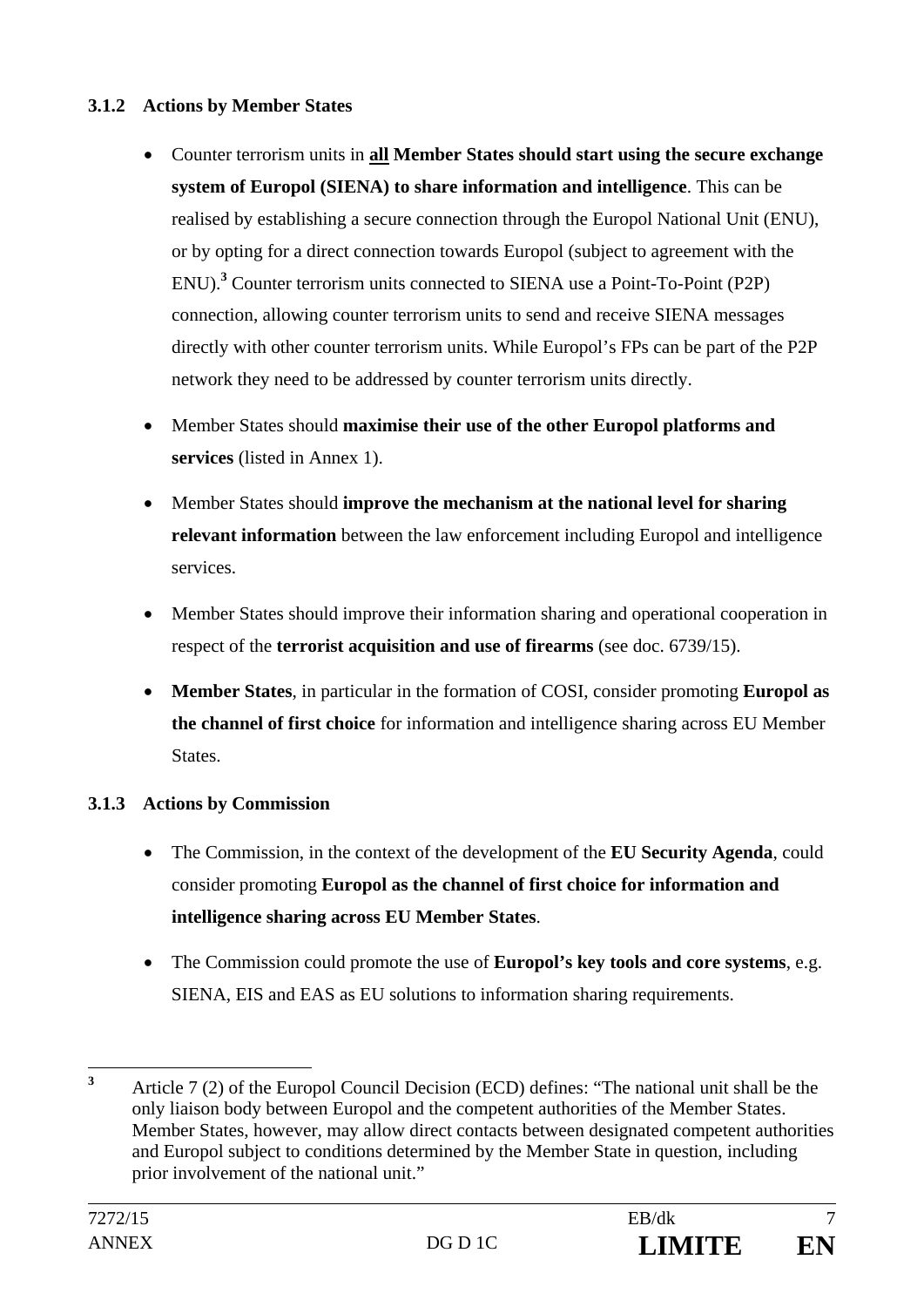### 3.1.2 Actions by Member States

- Counter terrorism units in **<u>all</u> Member States should start using the secure exchange system of Europol (SIENA) to share information and intelligence**. This can be realised by establishing a secure connection through the Europol National Unit (ENU), or by opting for a direct connection towards Europol (subject to agreement with the ENU).[3] Counter terrorism units connected to SIENA use a Point-To-Point (P2P) connection, allowing counter terrorism units to send and receive SIENA messages directly with other counter terrorism units. While Europol's FPs can be part of the P2P network they need to be addressed by counter terrorism units directly.

- Member States should **maximise their use of the other Europol platforms and services** (listed in Annex 1).

- Member States should **improve the mechanism at the national level for sharing relevant information** between the law enforcement including Europol and intelligence services.

- Member States should improve their information sharing and operational cooperation in respect of the **terrorist acquisition and use of firearms** (see doc. 6739/15).

- **Member States**, in particular in the formation of COSI, consider promoting **Europol as the channel of first choice** for information and intelligence sharing across EU Member States.

### 3.1.3 Actions by Commission

- The Commission, in the context of the development of the **EU Security Agenda**, could consider promoting **Europol as the channel of first choice for information and intelligence sharing across EU Member States**.

- The Commission could promote the use of **Europol's key tools and core systems**, e.g. SIENA, EIS and EAS as EU solutions to information sharing requirements.

---

[3] Article 7 (2) of the Europol Council Decision (ECD) defines: "The national unit shall be the only liaison body between Europol and the competent authorities of the Member States. Member States, however, may allow direct contacts between designated competent authorities and Europol subject to conditions determined by the Member State in question, including prior involvement of the national unit."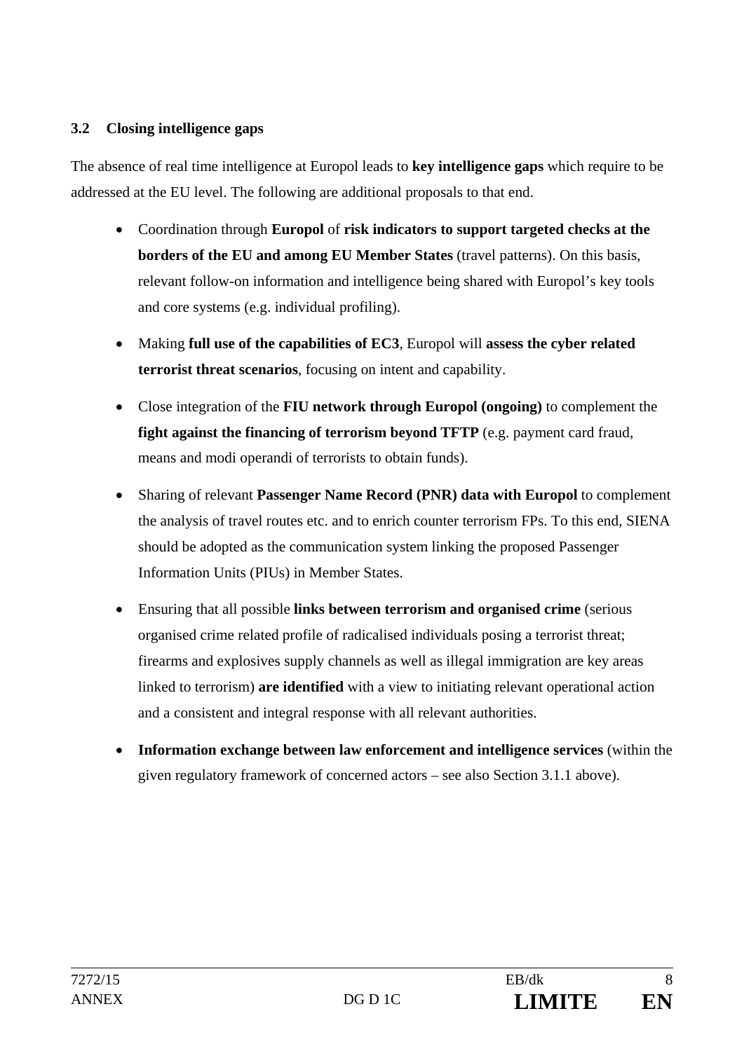### 3.2 Closing intelligence gaps

The absence of real time intelligence at Europol leads to **key intelligence gaps** which require to be addressed at the EU level. The following are additional proposals to that end.

- Coordination through **Europol** of **risk indicators to support targeted checks at the borders of the EU and among EU Member States** (travel patterns). On this basis, relevant follow-on information and intelligence being shared with Europol's key tools and core systems (e.g. individual profiling).
- Making **full use of the capabilities of EC3**, Europol will **assess the cyber related terrorist threat scenarios**, focusing on intent and capability.
- Close integration of the **FIU network through Europol (ongoing)** to complement the **fight against the financing of terrorism beyond TFTP** (e.g. payment card fraud, means and modi operandi of terrorists to obtain funds).
- Sharing of relevant **Passenger Name Record (PNR) data with Europol** to complement the analysis of travel routes etc. and to enrich counter terrorism FPs. To this end, SIENA should be adopted as the communication system linking the proposed Passenger Information Units (PIUs) in Member States.
- Ensuring that all possible **links between terrorism and organised crime** (serious organised crime related profile of radicalised individuals posing a terrorist threat; firearms and explosives supply channels as well as illegal immigration are key areas linked to terrorism) **are identified** with a view to initiating relevant operational action and a consistent and integral response with all relevant authorities.
- **Information exchange between law enforcement and intelligence services** (within the given regulatory framework of concerned actors – see also Section 3.1.1 above).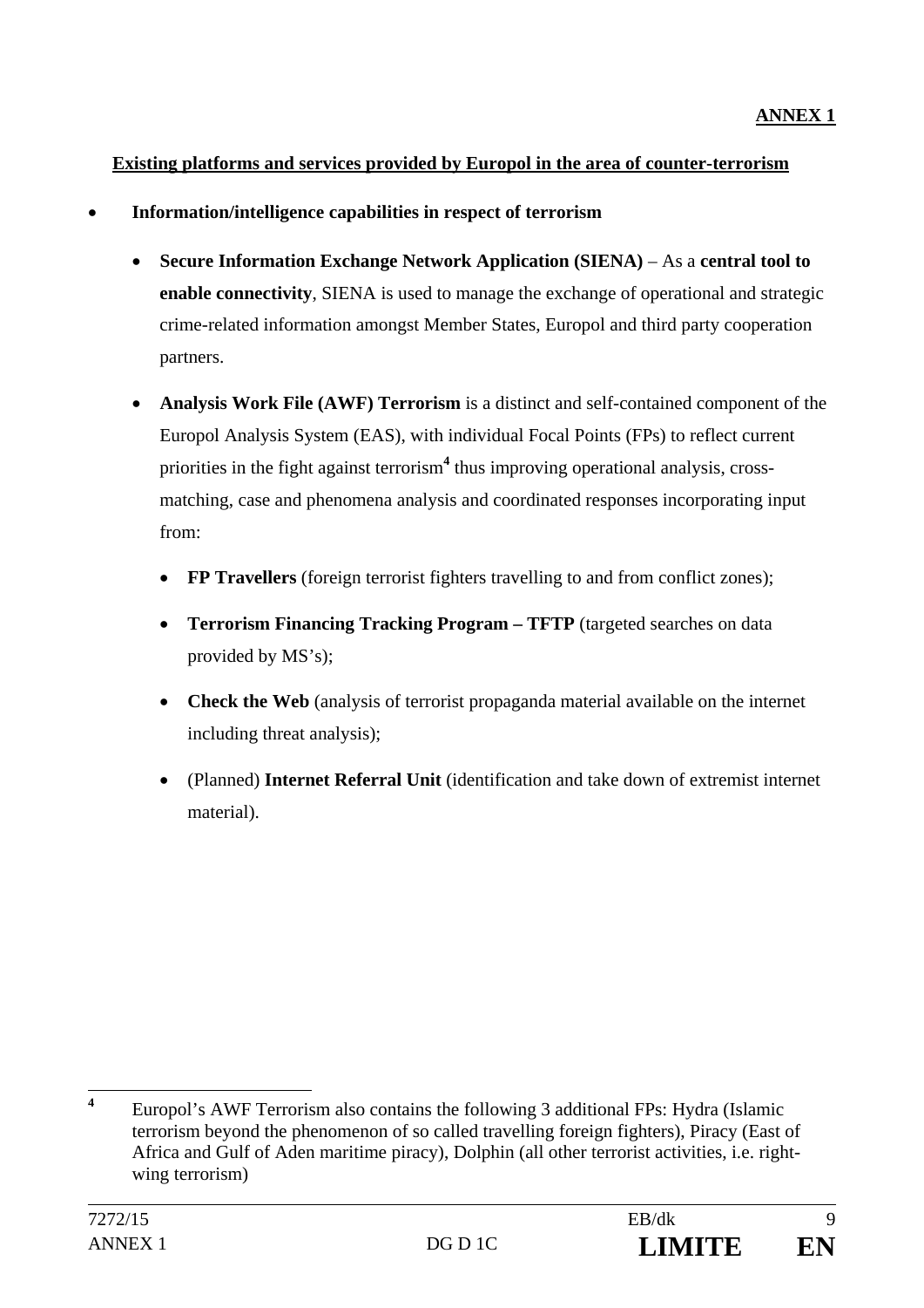**ANNEX 1**

**Existing platforms and services provided by Europol in the area of counter-terrorism**

- **Information/intelligence capabilities in respect of terrorism**
  - **Secure Information Exchange Network Application (SIENA)** – As a **central tool to enable connectivity**, SIENA is used to manage the exchange of operational and strategic crime-related information amongst Member States, Europol and third party cooperation partners.
  - **Analysis Work File (AWF) Terrorism** is a distinct and self-contained component of the Europol Analysis System (EAS), with individual Focal Points (FPs) to reflect current priorities in the fight against terrorism[4] thus improving operational analysis, cross-matching, case and phenomena analysis and coordinated responses incorporating input from:
    - **FP Travellers** (foreign terrorist fighters travelling to and from conflict zones);
    - **Terrorism Financing Tracking Program – TFTP** (targeted searches on data provided by MS's);
    - **Check the Web** (analysis of terrorist propaganda material available on the internet including threat analysis);
    - (Planned) **Internet Referral Unit** (identification and take down of extremist internet material).

---

[4] Europol's AWF Terrorism also contains the following 3 additional FPs: Hydra (Islamic terrorism beyond the phenomenon of so called travelling foreign fighters), Piracy (East of Africa and Gulf of Aden maritime piracy), Dolphin (all other terrorist activities, i.e. right-wing terrorism)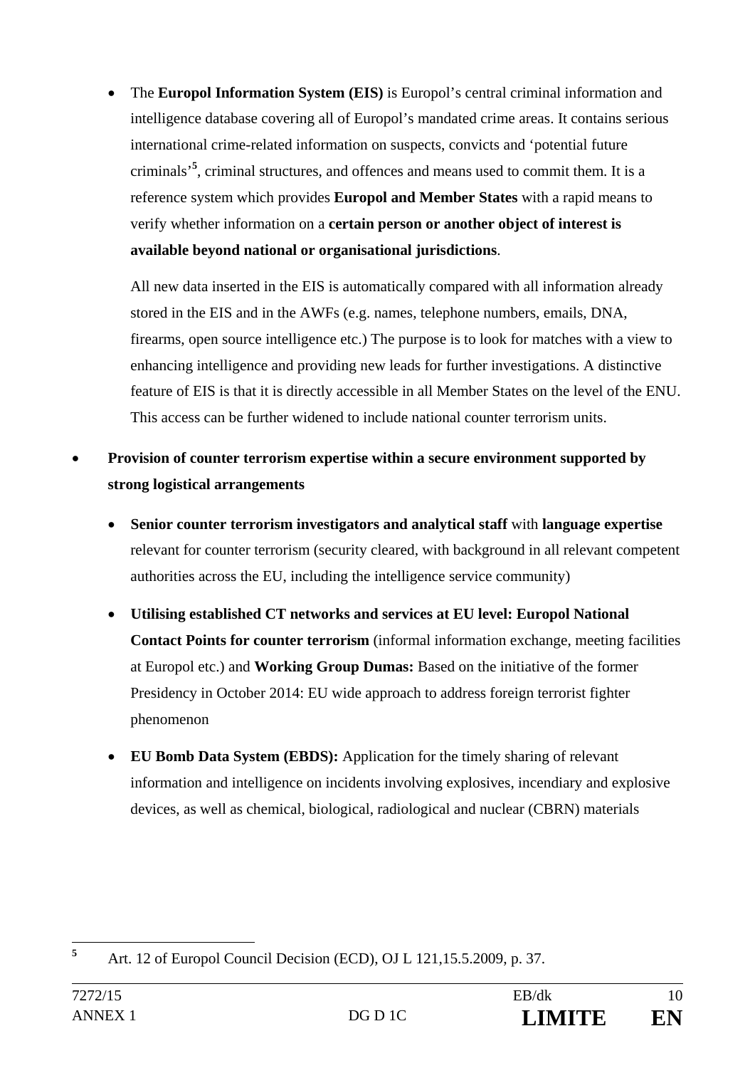- The **Europol Information System (EIS)** is Europol's central criminal information and intelligence database covering all of Europol's mandated crime areas. It contains serious international crime-related information on suspects, convicts and 'potential future criminals'[5], criminal structures, and offences and means used to commit them. It is a reference system which provides **Europol and Member States** with a rapid means to verify whether information on a **certain person or another object of interest is available beyond national or organisational jurisdictions**.

  All new data inserted in the EIS is automatically compared with all information already stored in the EIS and in the AWFs (e.g. names, telephone numbers, emails, DNA, firearms, open source intelligence etc.) The purpose is to look for matches with a view to enhancing intelligence and providing new leads for further investigations. A distinctive feature of EIS is that it is directly accessible in all Member States on the level of the ENU. This access can be further widened to include national counter terrorism units.

- **Provision of counter terrorism expertise within a secure environment supported by strong logistical arrangements**

  - **Senior counter terrorism investigators and analytical staff** with **language expertise** relevant for counter terrorism (security cleared, with background in all relevant competent authorities across the EU, including the intelligence service community)

  - **Utilising established CT networks and services at EU level: Europol National Contact Points for counter terrorism** (informal information exchange, meeting facilities at Europol etc.) and **Working Group Dumas:** Based on the initiative of the former Presidency in October 2014: EU wide approach to address foreign terrorist fighter phenomenon

  - **EU Bomb Data System (EBDS):** Application for the timely sharing of relevant information and intelligence on incidents involving explosives, incendiary and explosive devices, as well as chemical, biological, radiological and nuclear (CBRN) materials

---

[5] Art. 12 of Europol Council Decision (ECD), OJ L 121,15.5.2009, p. 37.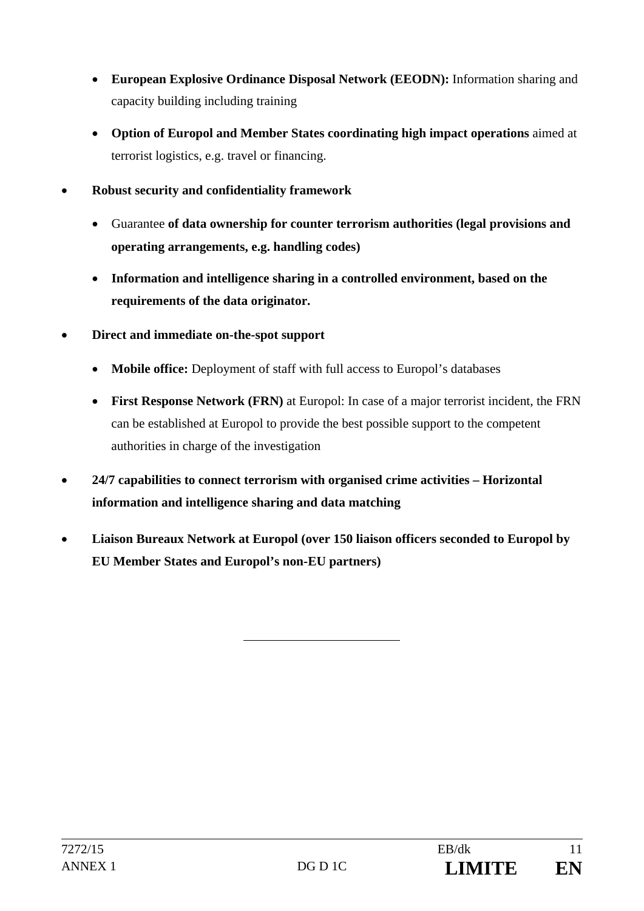- **European Explosive Ordinance Disposal Network (EEODN):** Information sharing and capacity building including training
  - **Option of Europol and Member States coordinating high impact operations** aimed at terrorist logistics, e.g. travel or financing.
- **Robust security and confidentiality framework**
  - Guarantee **of data ownership for counter terrorism authorities (legal provisions and operating arrangements, e.g. handling codes)**
  - **Information and intelligence sharing in a controlled environment, based on the requirements of the data originator.**
- **Direct and immediate on-the-spot support**
  - **Mobile office:** Deployment of staff with full access to Europol's databases
  - **First Response Network (FRN)** at Europol: In case of a major terrorist incident, the FRN can be established at Europol to provide the best possible support to the competent authorities in charge of the investigation
- **24/7 capabilities to connect terrorism with organised crime activities – Horizontal information and intelligence sharing and data matching**
- **Liaison Bureaux Network at Europol (over 150 liaison officers seconded to Europol by EU Member States and Europol's non-EU partners)**

---